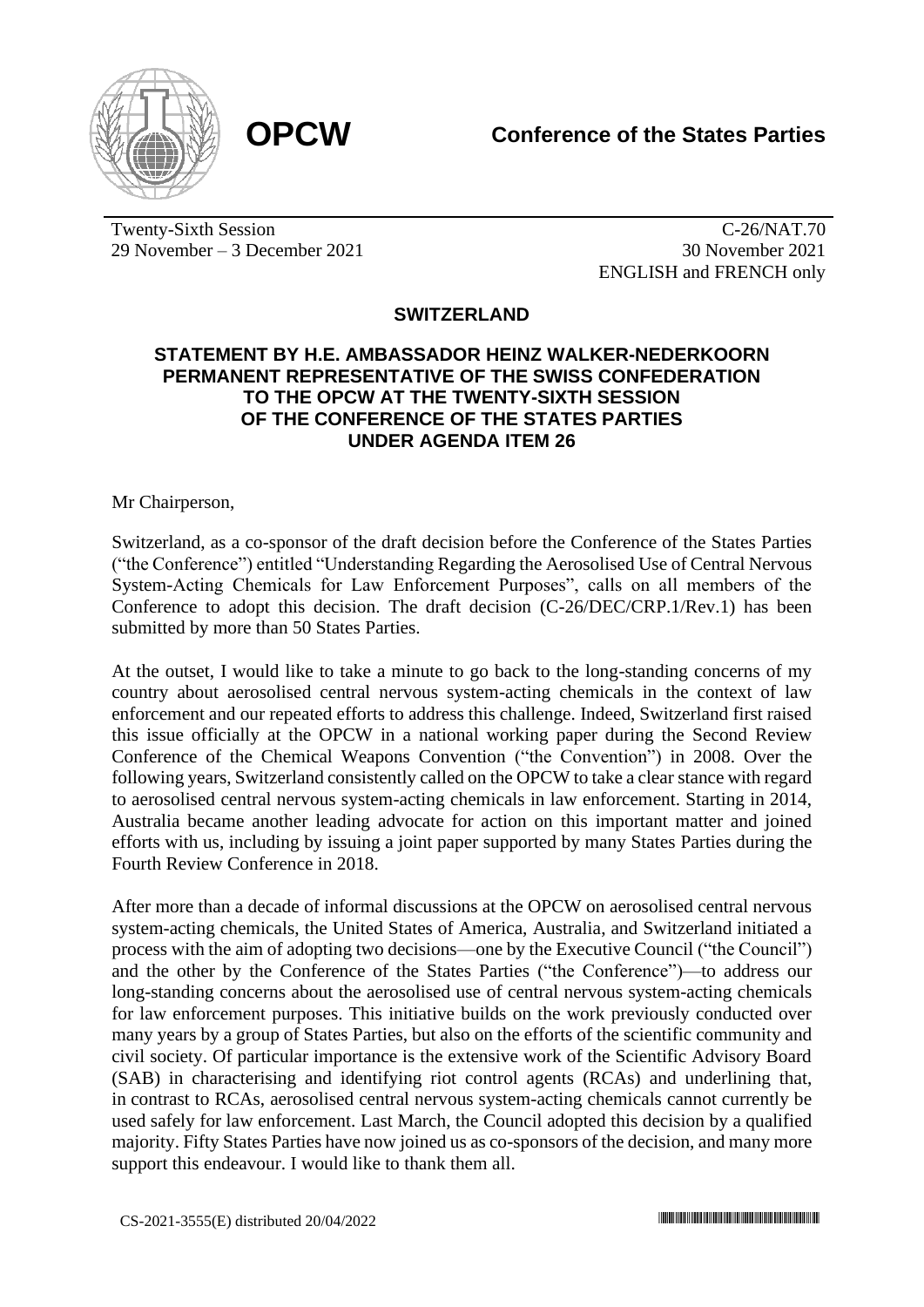**OPCW** **Conference of the States Parties**

Twenty-Sixth Session
29 November – 3 December 2021

C-26/NAT.70
30 November 2021
ENGLISH and FRENCH only

## SWITZERLAND

### STATEMENT BY H.E. AMBASSADOR HEINZ WALKER-NEDERKOORN PERMANENT REPRESENTATIVE OF THE SWISS CONFEDERATION TO THE OPCW AT THE TWENTY-SIXTH SESSION OF THE CONFERENCE OF THE STATES PARTIES UNDER AGENDA ITEM 26

Mr Chairperson,

Switzerland, as a co-sponsor of the draft decision before the Conference of the States Parties ("the Conference") entitled "Understanding Regarding the Aerosolised Use of Central Nervous System-Acting Chemicals for Law Enforcement Purposes", calls on all members of the Conference to adopt this decision. The draft decision (C-26/DEC/CRP.1/Rev.1) has been submitted by more than 50 States Parties.

At the outset, I would like to take a minute to go back to the long-standing concerns of my country about aerosolised central nervous system-acting chemicals in the context of law enforcement and our repeated efforts to address this challenge. Indeed, Switzerland first raised this issue officially at the OPCW in a national working paper during the Second Review Conference of the Chemical Weapons Convention ("the Convention") in 2008. Over the following years, Switzerland consistently called on the OPCW to take a clear stance with regard to aerosolised central nervous system-acting chemicals in law enforcement. Starting in 2014, Australia became another leading advocate for action on this important matter and joined efforts with us, including by issuing a joint paper supported by many States Parties during the Fourth Review Conference in 2018.

After more than a decade of informal discussions at the OPCW on aerosolised central nervous system-acting chemicals, the United States of America, Australia, and Switzerland initiated a process with the aim of adopting two decisions—one by the Executive Council ("the Council") and the other by the Conference of the States Parties ("the Conference")—to address our long-standing concerns about the aerosolised use of central nervous system-acting chemicals for law enforcement purposes. This initiative builds on the work previously conducted over many years by a group of States Parties, but also on the efforts of the scientific community and civil society. Of particular importance is the extensive work of the Scientific Advisory Board (SAB) in characterising and identifying riot control agents (RCAs) and underlining that, in contrast to RCAs, aerosolised central nervous system-acting chemicals cannot currently be used safely for law enforcement. Last March, the Council adopted this decision by a qualified majority. Fifty States Parties have now joined us as co-sponsors of the decision, and many more support this endeavour. I would like to thank them all.

CS-2021-3555(E) distributed 20/04/2022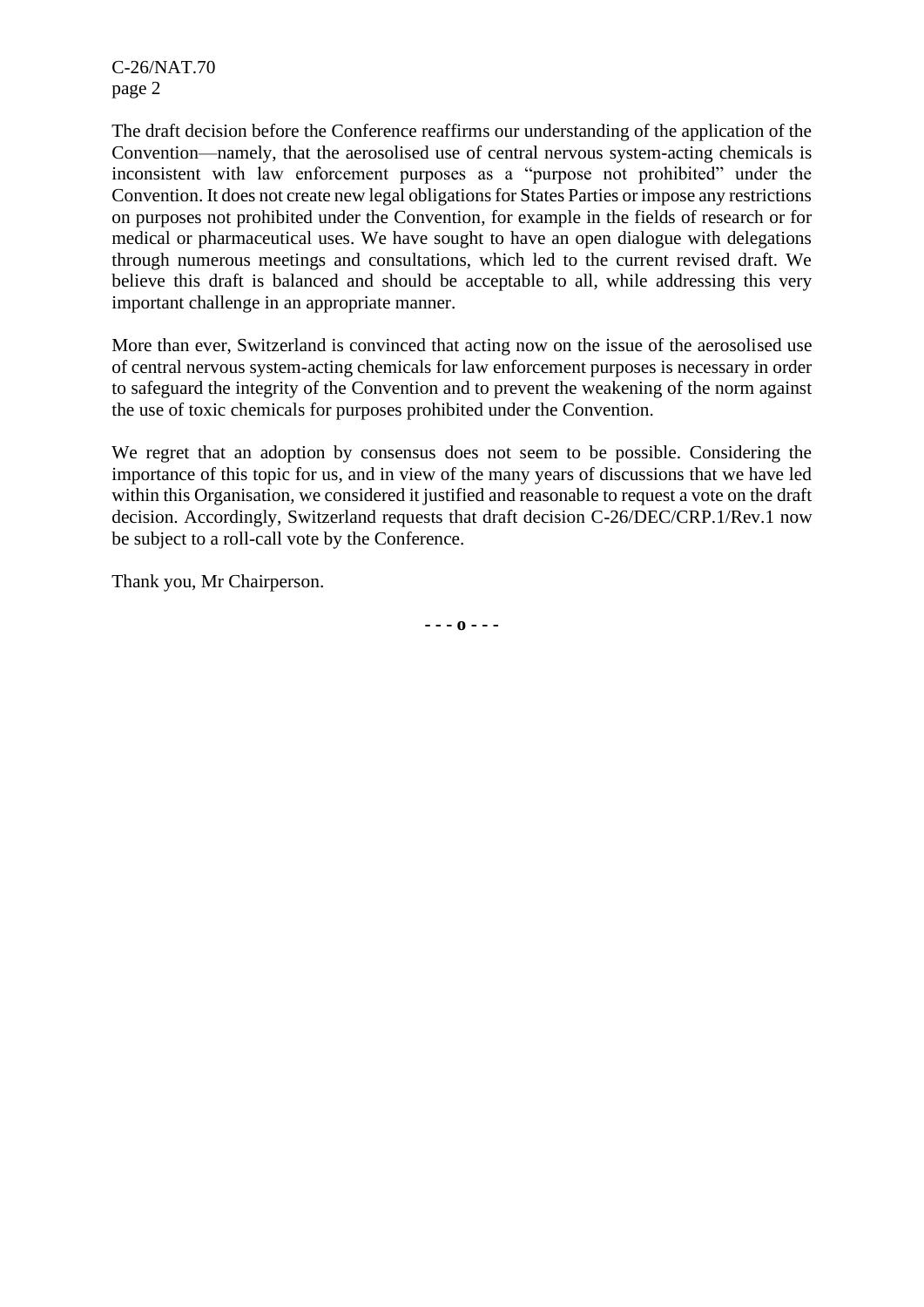The draft decision before the Conference reaffirms our understanding of the application of the Convention—namely, that the aerosolised use of central nervous system-acting chemicals is inconsistent with law enforcement purposes as a "purpose not prohibited" under the Convention. It does not create new legal obligations for States Parties or impose any restrictions on purposes not prohibited under the Convention, for example in the fields of research or for medical or pharmaceutical uses. We have sought to have an open dialogue with delegations through numerous meetings and consultations, which led to the current revised draft. We believe this draft is balanced and should be acceptable to all, while addressing this very important challenge in an appropriate manner.

More than ever, Switzerland is convinced that acting now on the issue of the aerosolised use of central nervous system-acting chemicals for law enforcement purposes is necessary in order to safeguard the integrity of the Convention and to prevent the weakening of the norm against the use of toxic chemicals for purposes prohibited under the Convention.

We regret that an adoption by consensus does not seem to be possible. Considering the importance of this topic for us, and in view of the many years of discussions that we have led within this Organisation, we considered it justified and reasonable to request a vote on the draft decision. Accordingly, Switzerland requests that draft decision C-26/DEC/CRP.1/Rev.1 now be subject to a roll-call vote by the Conference.

Thank you, Mr Chairperson.

**- - - o - - -**